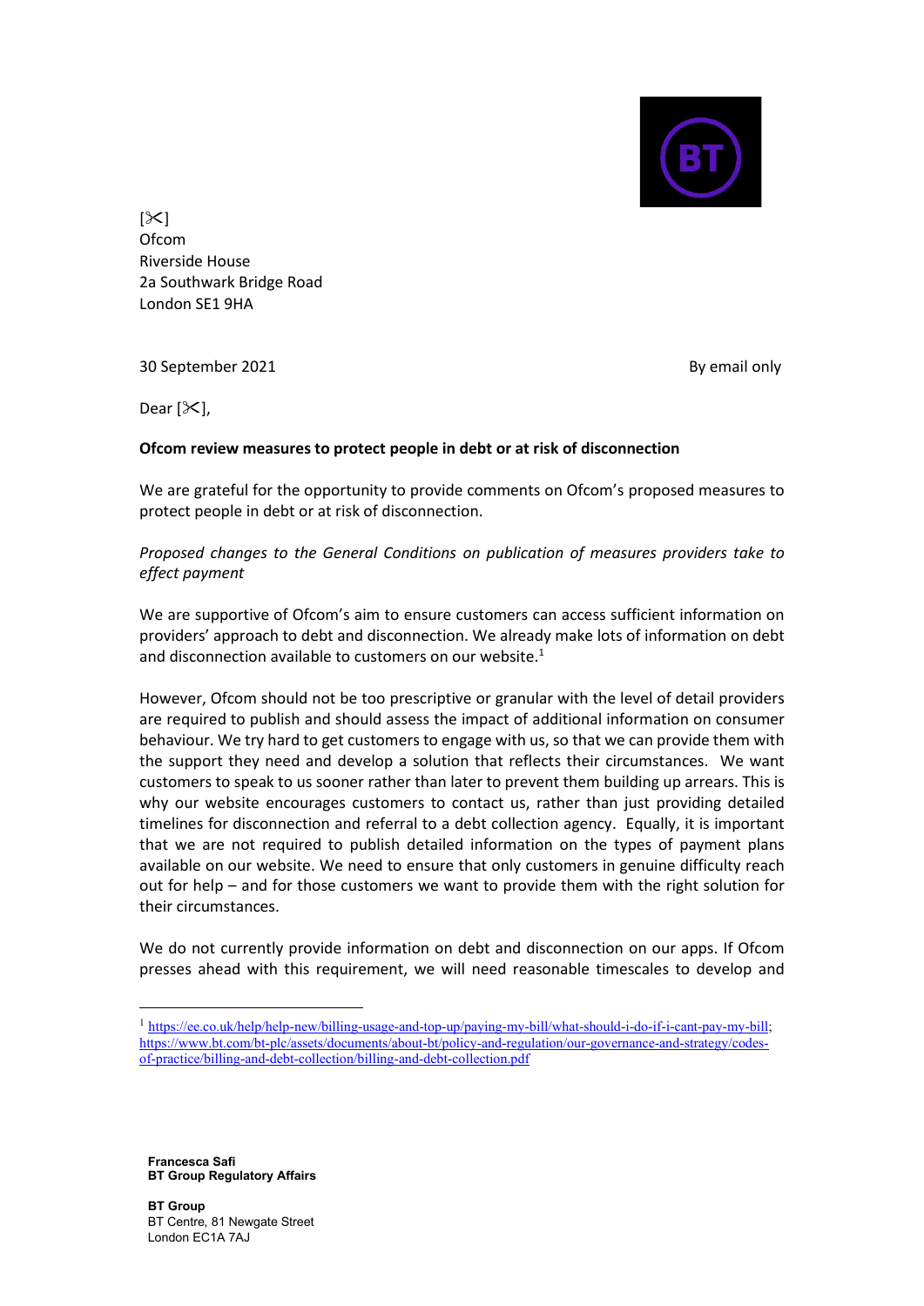[✂]
Ofcom
Riverside House
2a Southwark Bridge Road
London SE1 9HA

30 September 2021

By email only

Dear [✂],

**Ofcom review measures to protect people in debt or at risk of disconnection**

We are grateful for the opportunity to provide comments on Ofcom's proposed measures to protect people in debt or at risk of disconnection.

*Proposed changes to the General Conditions on publication of measures providers take to effect payment*

We are supportive of Ofcom's aim to ensure customers can access sufficient information on providers' approach to debt and disconnection. We already make lots of information on debt and disconnection available to customers on our website.[1]

However, Ofcom should not be too prescriptive or granular with the level of detail providers are required to publish and should assess the impact of additional information on consumer behaviour. We try hard to get customers to engage with us, so that we can provide them with the support they need and develop a solution that reflects their circumstances. We want customers to speak to us sooner rather than later to prevent them building up arrears. This is why our website encourages customers to contact us, rather than just providing detailed timelines for disconnection and referral to a debt collection agency. Equally, it is important that we are not required to publish detailed information on the types of payment plans available on our website. We need to ensure that only customers in genuine difficulty reach out for help – and for those customers we want to provide them with the right solution for their circumstances.

We do not currently provide information on debt and disconnection on our apps. If Ofcom presses ahead with this requirement, we will need reasonable timescales to develop and

[1] https://ee.co.uk/help/help-new/billing-usage-and-top-up/paying-my-bill/what-should-i-do-if-i-cant-pay-my-bill; https://www.bt.com/bt-plc/assets/documents/about-bt/policy-and-regulation/our-governance-and-strategy/codes-of-practice/billing-and-debt-collection/billing-and-debt-collection.pdf

**Francesca Safi**
**BT Group Regulatory Affairs**

**BT Group**
BT Centre, 81 Newgate Street
London EC1A 7AJ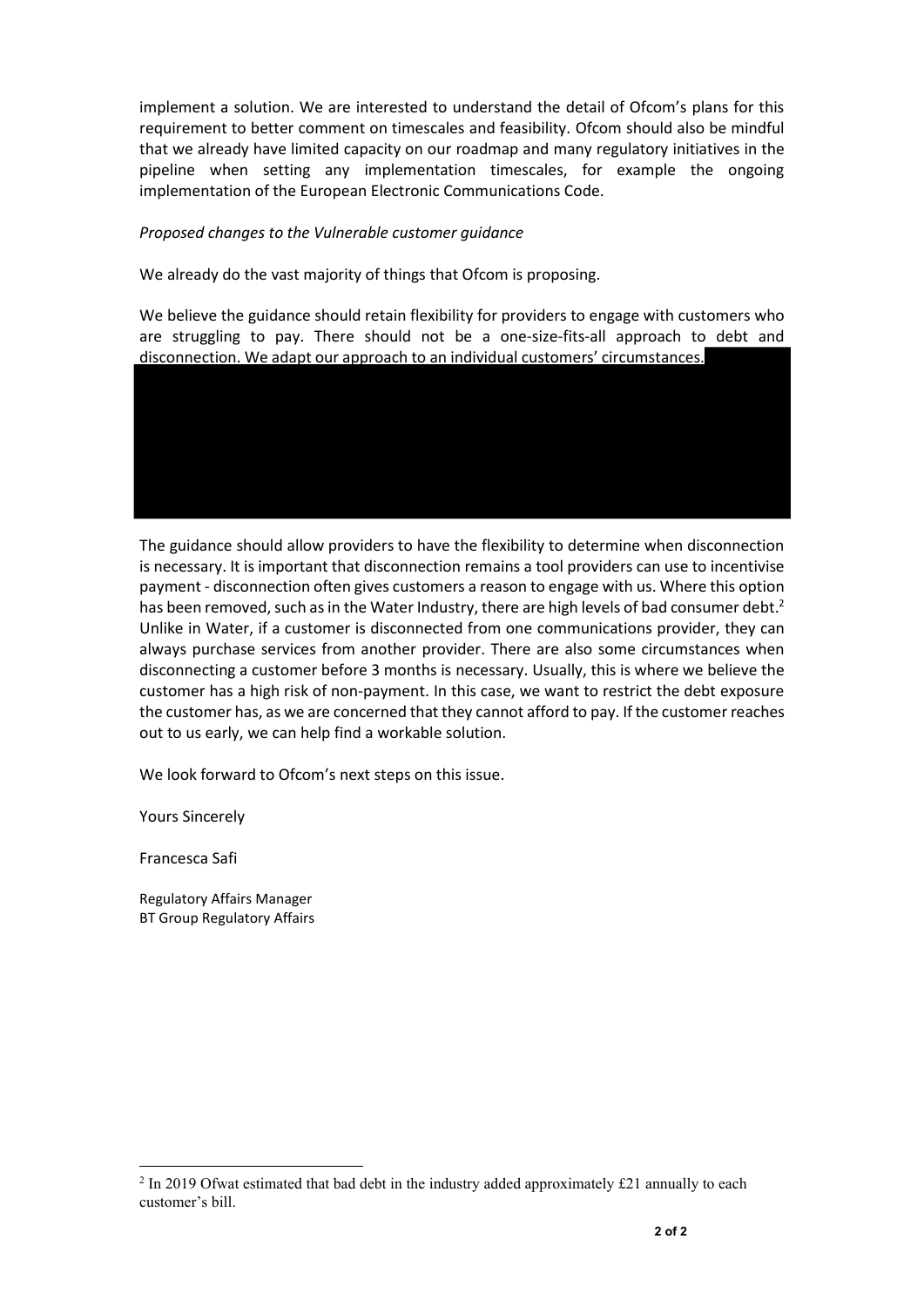implement a solution. We are interested to understand the detail of Ofcom's plans for this requirement to better comment on timescales and feasibility. Ofcom should also be mindful that we already have limited capacity on our roadmap and many regulatory initiatives in the pipeline when setting any implementation timescales, for example the ongoing implementation of the European Electronic Communications Code.

*Proposed changes to the Vulnerable customer guidance*

We already do the vast majority of things that Ofcom is proposing.

We believe the guidance should retain flexibility for providers to engage with customers who are struggling to pay. There should not be a one-size-fits-all approach to debt and disconnection. We adapt our approach to an individual customers' circumstances.

The guidance should allow providers to have the flexibility to determine when disconnection is necessary. It is important that disconnection remains a tool providers can use to incentivise payment - disconnection often gives customers a reason to engage with us. Where this option has been removed, such as in the Water Industry, there are high levels of bad consumer debt.[2] Unlike in Water, if a customer is disconnected from one communications provider, they can always purchase services from another provider. There are also some circumstances when disconnecting a customer before 3 months is necessary. Usually, this is where we believe the customer has a high risk of non-payment. In this case, we want to restrict the debt exposure the customer has, as we are concerned that they cannot afford to pay. If the customer reaches out to us early, we can help find a workable solution.

We look forward to Ofcom's next steps on this issue.

Yours Sincerely

Francesca Safi

Regulatory Affairs Manager
BT Group Regulatory Affairs

[2] In 2019 Ofwat estimated that bad debt in the industry added approximately £21 annually to each customer's bill.